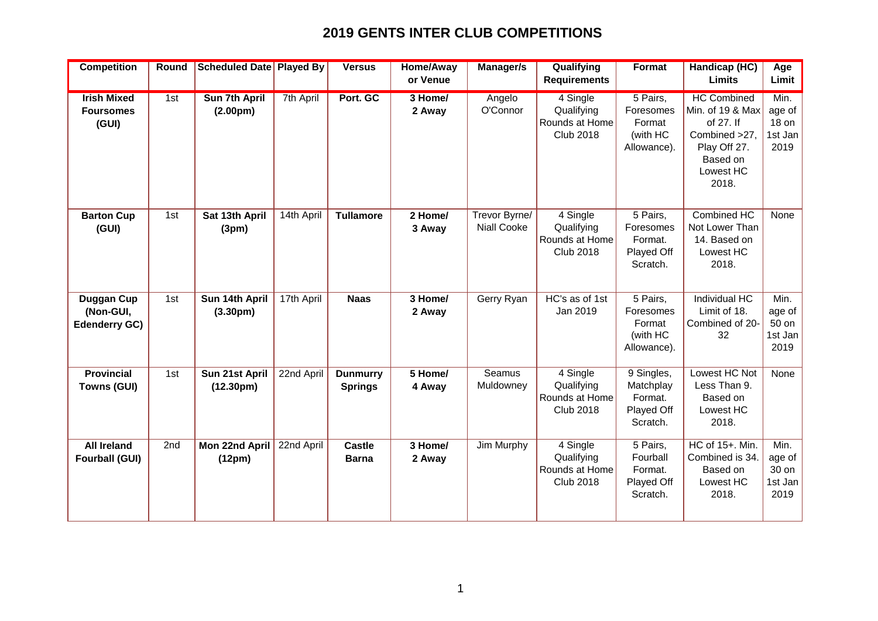# 2019 GENTS INTER CLUB COMPETITIONS

| Competition | Round | Scheduled Date | Played By | Versus | Home/Away or Venue | Manager/s | Qualifying Requirements | Format | Handicap (HC) Limits | Age Limit |
|---|---|---|---|---|---|---|---|---|---|---|
| **Irish Mixed Foursomes (GUI)** | 1st | **Sun 7th April (2.00pm)** | 7th April | **Port. GC** | **3 Home/ 2 Away** | Angelo O'Connor | 4 Single Qualifying Rounds at Home Club 2018 | 5 Pairs, Foresomes Format (with HC Allowance). | HC Combined Min. of 19 & Max of 27. If Combined >27, Play Off 27. Based on Lowest HC 2018. | Min. age of 18 on 1st Jan 2019 |
| **Barton Cup (GUI)** | 1st | **Sat 13th April (3pm)** | 14th April | **Tullamore** | **2 Home/ 3 Away** | Trevor Byrne/ Niall Cooke | 4 Single Qualifying Rounds at Home Club 2018 | 5 Pairs, Foresomes Format. Played Off Scratch. | Combined HC Not Lower Than 14. Based on Lowest HC 2018. | None |
| **Duggan Cup (Non-GUI, Edenderry GC)** | 1st | **Sun 14th April (3.30pm)** | 17th April | **Naas** | **3 Home/ 2 Away** | Gerry Ryan | HC's as of 1st Jan 2019 | 5 Pairs, Foresomes Format (with HC Allowance). | Individual HC Limit of 18. Combined of 20-32 | Min. age of 50 on 1st Jan 2019 |
| **Provincial Towns (GUI)** | 1st | **Sun 21st April (12.30pm)** | 22nd April | **Dunmurry Springs** | **5 Home/ 4 Away** | Seamus Muldowney | 4 Single Qualifying Rounds at Home Club 2018 | 9 Singles, Matchplay Format. Played Off Scratch. | Lowest HC Not Less Than 9. Based on Lowest HC 2018. | None |
| **All Ireland Fourball (GUI)** | 2nd | **Mon 22nd April (12pm)** | 22nd April | **Castle Barna** | **3 Home/ 2 Away** | Jim Murphy | 4 Single Qualifying Rounds at Home Club 2018 | 5 Pairs, Fourball Format. Played Off Scratch. | HC of 15+. Min. Combined is 34. Based on Lowest HC 2018. | Min. age of 30 on 1st Jan 2019 |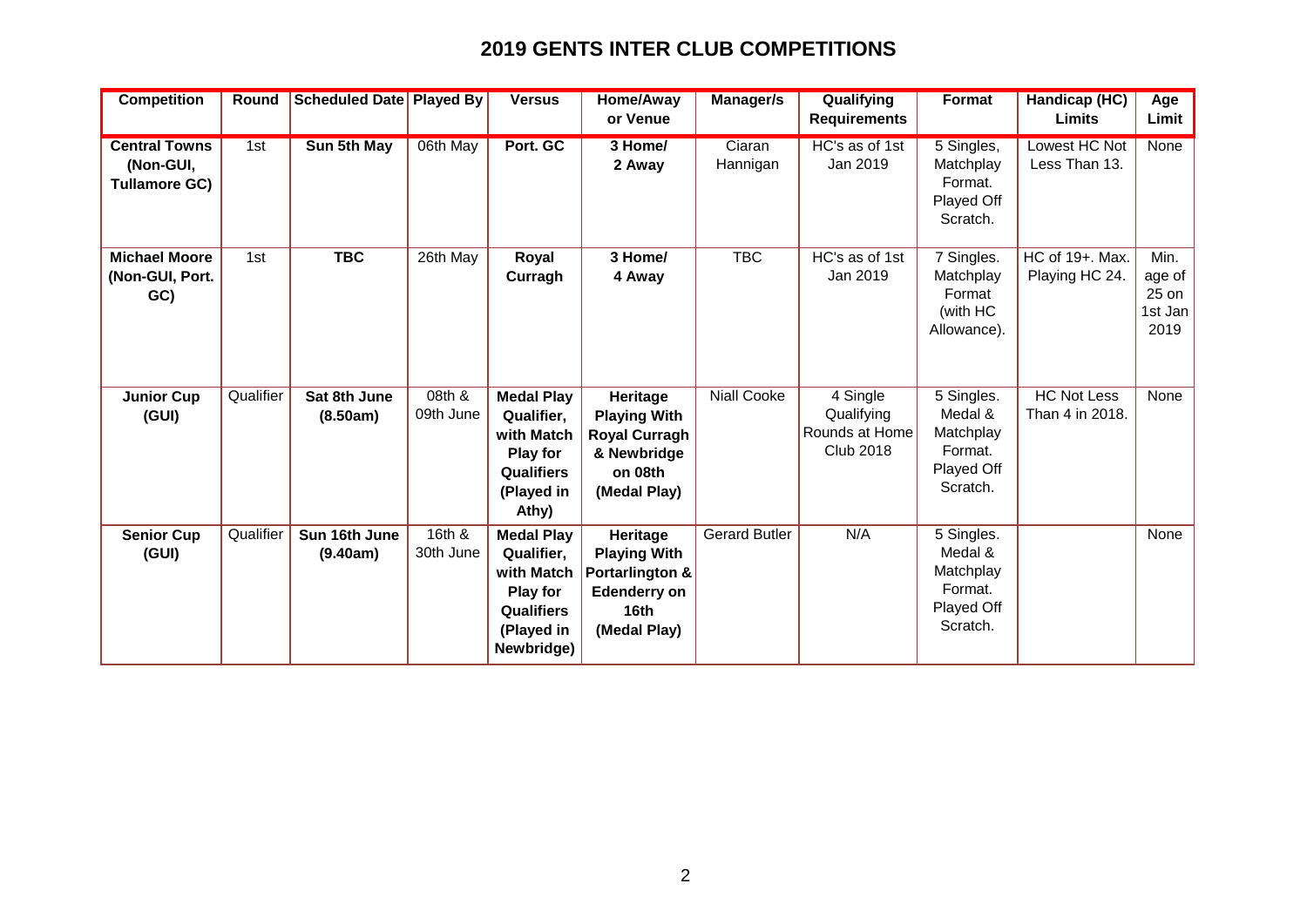# 2019 GENTS INTER CLUB COMPETITIONS

| Competition | Round | Scheduled Date | Played By | Versus | Home/Away or Venue | Manager/s | Qualifying Requirements | Format | Handicap (HC) Limits | Age Limit |
|---|---|---|---|---|---|---|---|---|---|---|
| **Central Towns (Non-GUI, Tullamore GC)** | 1st | **Sun 5th May** | 06th May | **Port. GC** | **3 Home/ 2 Away** | Ciaran Hannigan | HC's as of 1st Jan 2019 | 5 Singles, Matchplay Format. Played Off Scratch. | Lowest HC Not Less Than 13. | None |
| **Michael Moore (Non-GUI, Port. GC)** | 1st | **TBC** | 26th May | **Royal Curragh** | **3 Home/ 4 Away** | TBC | HC's as of 1st Jan 2019 | 7 Singles. Matchplay Format (with HC Allowance). | HC of 19+. Max. Playing HC 24. | Min. age of 25 on 1st Jan 2019 |
| **Junior Cup (GUI)** | Qualifier | **Sat 8th June (8.50am)** | 08th & 09th June | **Medal Play Qualifier, with Match Play for Qualifiers (Played in Athy)** | **Heritage Playing With Royal Curragh & Newbridge on 08th (Medal Play)** | Niall Cooke | 4 Single Qualifying Rounds at Home Club 2018 | 5 Singles. Medal & Matchplay Format. Played Off Scratch. | HC Not Less Than 4 in 2018. | None |
| **Senior Cup (GUI)** | Qualifier | **Sun 16th June (9.40am)** | 16th & 30th June | **Medal Play Qualifier, with Match Play for Qualifiers (Played in Newbridge)** | **Heritage Playing With Portarlington & Edenderry on 16th (Medal Play)** | Gerard Butler | N/A | 5 Singles. Medal & Matchplay Format. Played Off Scratch. | | None |